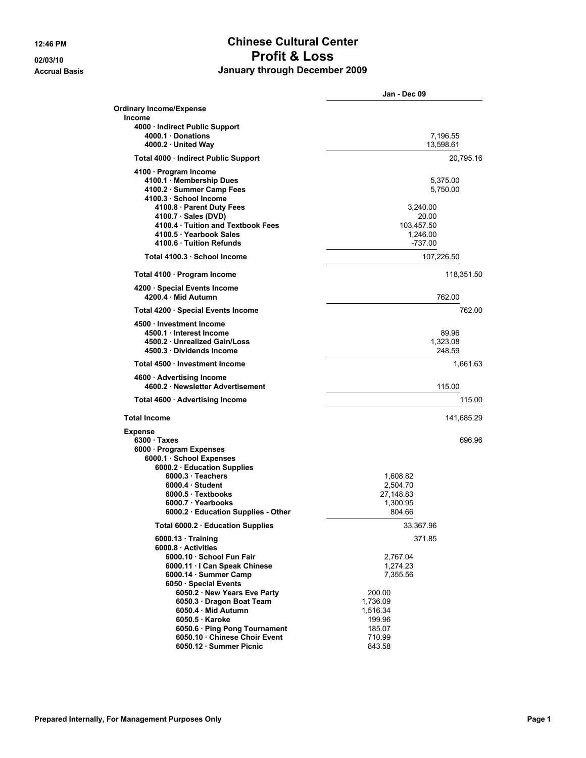# Chinese Cultural Center

## Profit & Loss

### January through December 2009

12:46 PM
02/03/10
Accrual Basis

| | Jan - Dec 09 | | | |
|---|---|---|---|---|
| **Ordinary Income/Expense** | | | | |
| **Income** | | | | |
| **4000 · Indirect Public Support** | | | | |
| **4000.1 · Donations** | | | 7,196.55 | |
| **4000.2 · United Way** | | | 13,598.61 | |
| **Total 4000 · Indirect Public Support** | | | | 20,795.16 |
| **4100 · Program Income** | | | | |
| **4100.1 · Membership Dues** | | | 5,375.00 | |
| **4100.2 · Summer Camp Fees** | | | 5,750.00 | |
| **4100.3 · School Income** | | | | |
| **4100.8 · Parent Duty Fees** | | 3,240.00 | | |
| **4100.7 · Sales (DVD)** | | 20.00 | | |
| **4100.4 · Tuition and Textbook Fees** | | 103,457.50 | | |
| **4100.5 · Yearbook Sales** | | 1,246.00 | | |
| **4100.6 · Tuition Refunds** | | -737.00 | | |
| **Total 4100.3 · School Income** | | | 107,226.50 | |
| **Total 4100 · Program Income** | | | | 118,351.50 |
| **4200 · Special Events Income** | | | | |
| **4200.4 · Mid Autumn** | | | 762.00 | |
| **Total 4200 · Special Events Income** | | | | 762.00 |
| **4500 · Investment Income** | | | | |
| **4500.1 · Interest Income** | | | 89.96 | |
| **4500.2 · Unrealized Gain/Loss** | | | 1,323.08 | |
| **4500.3 · Dividends Income** | | | 248.59 | |
| **Total 4500 · Investment Income** | | | | 1,661.63 |
| **4600 · Advertising Income** | | | | |
| **4600.2 · Newsletter Advertisement** | | | 115.00 | |
| **Total 4600 · Advertising Income** | | | | 115.00 |
| **Total Income** | | | | 141,685.29 |
| **Expense** | | | | |
| **6300 · Taxes** | | | | 696.96 |
| **6000 · Program Expenses** | | | | |
| **6000.1 · School Expenses** | | | | |
| **6000.2 · Education Supplies** | | | | |
| **6000.3 · Teachers** | | 1,608.82 | | |
| **6000.4 · Student** | | 2,504.70 | | |
| **6000.5 · Textbooks** | | 27,148.83 | | |
| **6000.7 · Yearbooks** | | 1,300.95 | | |
| **6000.2 · Education Supplies - Other** | | 804.66 | | |
| **Total 6000.2 · Education Supplies** | | 33,367.96 | | |
| **6000.13 · Training** | | 371.85 | | |
| **6000.8 · Activities** | | | | |
| **6000.10 · School Fun Fair** | | 2,767.04 | | |
| **6000.11 · I Can Speak Chinese** | | 1,274.23 | | |
| **6000.14 · Summer Camp** | | 7,355.56 | | |
| **6050 · Special Events** | | | | |
| **6050.2 · New Years Eve Party** | 200.00 | | | |
| **6050.3 · Dragon Boat Team** | 1,736.09 | | | |
| **6050.4 · Mid Autumn** | 1,516.34 | | | |
| **6050.5 · Karoke** | 199.96 | | | |
| **6050.6 · Ping Pong Tournament** | 185.07 | | | |
| **6050.10 · Chinese Choir Event** | 710.99 | | | |
| **6050.12 · Summer Picnic** | 843.58 | | | |

Prepared Internally, For Management Purposes Only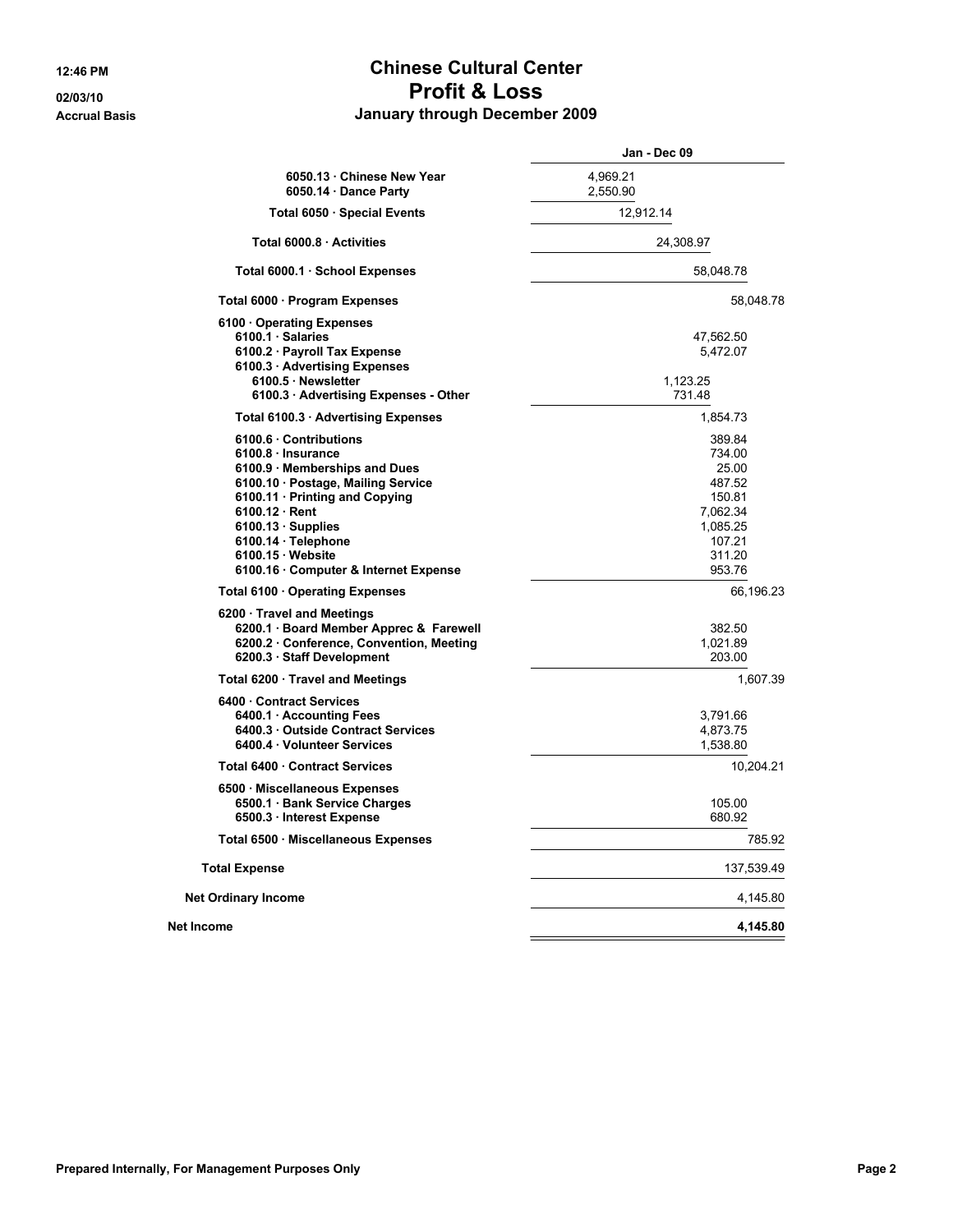# Chinese Cultural Center
## Profit & Loss
### January through December 2009

12:46 PM
02/03/10
Accrual Basis

| | | | |
|---|---|---|---|
| | | **Jan - Dec 09** | |
| **6050.13 · Chinese New Year** | 4,969.21 | | |
| **6050.14 · Dance Party** | 2,550.90 | | |
| **Total 6050 · Special Events** | 12,912.14 | | |
| **Total 6000.8 · Activities** | | 24,308.97 | |
| **Total 6000.1 · School Expenses** | | 58,048.78 | |
| **Total 6000 · Program Expenses** | | | 58,048.78 |
| **6100 · Operating Expenses** | | | |
| **6100.1 · Salaries** | | | 47,562.50 |
| **6100.2 · Payroll Tax Expense** | | | 5,472.07 |
| **6100.3 · Advertising Expenses** | | | |
| **6100.5 · Newsletter** | | | 1,123.25 |
| **6100.3 · Advertising Expenses - Other** | | | 731.48 |
| **Total 6100.3 · Advertising Expenses** | | | 1,854.73 |
| **6100.6 · Contributions** | | | 389.84 |
| **6100.8 · Insurance** | | | 734.00 |
| **6100.9 · Memberships and Dues** | | | 25.00 |
| **6100.10 · Postage, Mailing Service** | | | 487.52 |
| **6100.11 · Printing and Copying** | | | 150.81 |
| **6100.12 · Rent** | | | 7,062.34 |
| **6100.13 · Supplies** | | | 1,085.25 |
| **6100.14 · Telephone** | | | 107.21 |
| **6100.15 · Website** | | | 311.20 |
| **6100.16 · Computer & Internet Expense** | | | 953.76 |
| **Total 6100 · Operating Expenses** | | | 66,196.23 |
| **6200 · Travel and Meetings** | | | |
| **6200.1 · Board Member Apprec & Farewell** | | | 382.50 |
| **6200.2 · Conference, Convention, Meeting** | | | 1,021.89 |
| **6200.3 · Staff Development** | | | 203.00 |
| **Total 6200 · Travel and Meetings** | | | 1,607.39 |
| **6400 · Contract Services** | | | |
| **6400.1 · Accounting Fees** | | | 3,791.66 |
| **6400.3 · Outside Contract Services** | | | 4,873.75 |
| **6400.4 · Volunteer Services** | | | 1,538.80 |
| **Total 6400 · Contract Services** | | | 10,204.21 |
| **6500 · Miscellaneous Expenses** | | | |
| **6500.1 · Bank Service Charges** | | | 105.00 |
| **6500.3 · Interest Expense** | | | 680.92 |
| **Total 6500 · Miscellaneous Expenses** | | | 785.92 |
| **Total Expense** | | | 137,539.49 |
| **Net Ordinary Income** | | | 4,145.80 |
| **Net Income** | | | **4,145.80** |

**Prepared Internally, For Management Purposes Only**